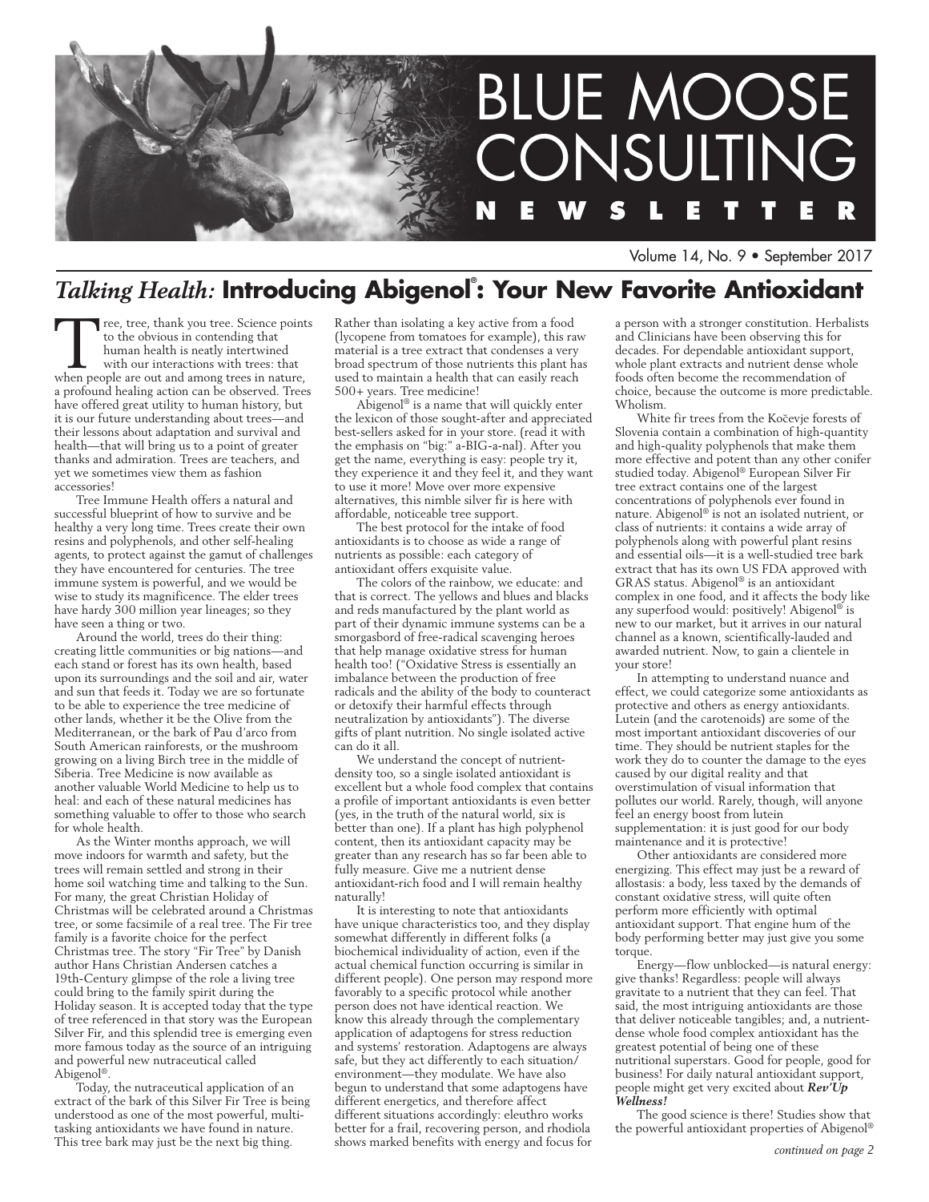# BLUE MOOSE CONSULTING NEWSLETTER

Volume 14, No. 9 • September 2017

## *Talking Health:* Introducing Abigenol®: Your New Favorite Antioxidant

Tree, tree, thank you tree. Science points to the obvious in contending that human health is neatly intertwined with our interactions with trees: that when people are out and among trees in nature, a profound healing action can be observed. Trees have offered great utility to human history, but it is our future understanding about trees—and their lessons about adaptation and survival and health—that will bring us to a point of greater thanks and admiration. Trees are teachers, and yet we sometimes view them as fashion accessories!

Tree Immune Health offers a natural and successful blueprint of how to survive and be healthy a very long time. Trees create their own resins and polyphenols, and other self-healing agents, to protect against the gamut of challenges they have encountered for centuries. The tree immune system is powerful, and we would be wise to study its magnificence. The elder trees have hardy 300 million year lineages; so they have seen a thing or two.

Around the world, trees do their thing: creating little communities or big nations—and each stand or forest has its own health, based upon its surroundings and the soil and air, water and sun that feeds it. Today we are so fortunate to be able to experience the tree medicine of other lands, whether it be the Olive from the Mediterranean, or the bark of Pau d'arco from South American rainforests, or the mushroom growing on a living Birch tree in the middle of Siberia. Tree Medicine is now available as another valuable World Medicine to help us to heal: and each of these natural medicines has something valuable to offer to those who search for whole health.

As the Winter months approach, we will move indoors for warmth and safety, but the trees will remain settled and strong in their home soil watching time and talking to the Sun. For many, the great Christian Holiday of Christmas will be celebrated around a Christmas tree, or some facsimile of a real tree. The Fir tree family is a favorite choice for the perfect Christmas tree. The story "Fir Tree" by Danish author Hans Christian Andersen catches a 19th-Century glimpse of the role a living tree could bring to the family spirit during the Holiday season. It is accepted today that the type of tree referenced in that story was the European Silver Fir, and this splendid tree is emerging even more famous today as the source of an intriguing and powerful new nutraceutical called Abigenol®.

Today, the nutraceutical application of an extract of the bark of this Silver Fir Tree is being understood as one of the most powerful, multi-tasking antioxidants we have found in nature. This tree bark may just be the next big thing. Rather than isolating a key active from a food (lycopene from tomatoes for example), this raw material is a tree extract that condenses a very broad spectrum of those nutrients this plant has used to maintain a health that can easily reach 500+ years. Tree medicine!

Abigenol® is a name that will quickly enter the lexicon of those sought-after and appreciated best-sellers asked for in your store. (read it with the emphasis on "big:" a-BIG-a-nal). After you get the name, everything is easy: people try it, they experience it and they feel it, and they want to use it more! Move over more expensive alternatives, this nimble silver fir is here with affordable, noticeable tree support.

The best protocol for the intake of food antioxidants is to choose as wide a range of nutrients as possible: each category of antioxidant offers exquisite value.

The colors of the rainbow, we educate: and that is correct. The yellows and blues and blacks and reds manufactured by the plant world as part of their dynamic immune systems can be a smorgasbord of free-radical scavenging heroes that help manage oxidative stress for human health too! ("Oxidative Stress is essentially an imbalance between the production of free radicals and the ability of the body to counteract or detoxify their harmful effects through neutralization by antioxidants"). The diverse gifts of plant nutrition. No single isolated active can do it all.

We understand the concept of nutrient-density too, so a single isolated antioxidant is excellent but a whole food complex that contains a profile of important antioxidants is even better (yes, in the truth of the natural world, six is better than one). If a plant has high polyphenol content, then its antioxidant capacity may be greater than any research has so far been able to fully measure. Give me a nutrient dense antioxidant-rich food and I will remain healthy naturally!

It is interesting to note that antioxidants have unique characteristics too, and they display somewhat differently in different folks (a biochemical individuality of action, even if the actual chemical function occurring is similar in different people). One person may respond more favorably to a specific protocol while another person does not have identical reaction. We know this already through the complementary application of adaptogens for stress reduction and systems' restoration. Adaptogens are always safe, but they act differently to each situation/environment—they modulate. We have also begun to understand that some adaptogens have different energetics, and therefore affect different situations accordingly: eleuthro works better for a frail, recovering person, and rhodiola shows marked benefits with energy and focus for a person with a stronger constitution. Herbalists and Clinicians have been observing this for decades. For dependable antioxidant support, whole plant extracts and nutrient dense whole foods often become the recommendation of choice, because the outcome is more predictable. Wholism.

White fir trees from the Kočevje forests of Slovenia contain a combination of high-quantity and high-quality polyphenols that make them more effective and potent than any other conifer studied today. Abigenol® European Silver Fir tree extract contains one of the largest concentrations of polyphenols ever found in nature. Abigenol® is not an isolated nutrient, or class of nutrients: it contains a wide array of polyphenols along with powerful plant resins and essential oils—it is a well-studied tree bark extract that has its own US FDA approved with GRAS status. Abigenol® is an antioxidant complex in one food, and it affects the body like any superfood would: positively! Abigenol® is new to our market, but it arrives in our natural channel as a known, scientifically-lauded and awarded nutrient. Now, to gain a clientele in your store!

In attempting to understand nuance and effect, we could categorize some antioxidants as protective and others as energy antioxidants. Lutein (and the carotenoids) are some of the most important antioxidant discoveries of our time. They should be nutrient staples for the work they do to counter the damage to the eyes caused by our digital reality and that overstimulation of visual information that pollutes our world. Rarely, though, will anyone feel an energy boost from lutein supplementation: it is just good for our body maintenance and it is protective!

Other antioxidants are considered more energizing. This effect may just be a reward of allostasis: a body, less taxed by the demands of constant oxidative stress, will quite often perform more efficiently with optimal antioxidant support. That engine hum of the body performing better may just give you some torque.

Energy—flow unblocked—is natural energy: give thanks! Regardless: people will always gravitate to a nutrient that they can feel. That said, the most intriguing antioxidants are those that deliver noticeable tangibles; and, a nutrient-dense whole food complex antioxidant has the greatest potential of being one of these nutritional superstars. Good for people, good for business! For daily natural antioxidant support, people might get very excited about ***Rev'Up Wellness!***

The good science is there! Studies show that the powerful antioxidant properties of Abigenol®

*continued on page 2*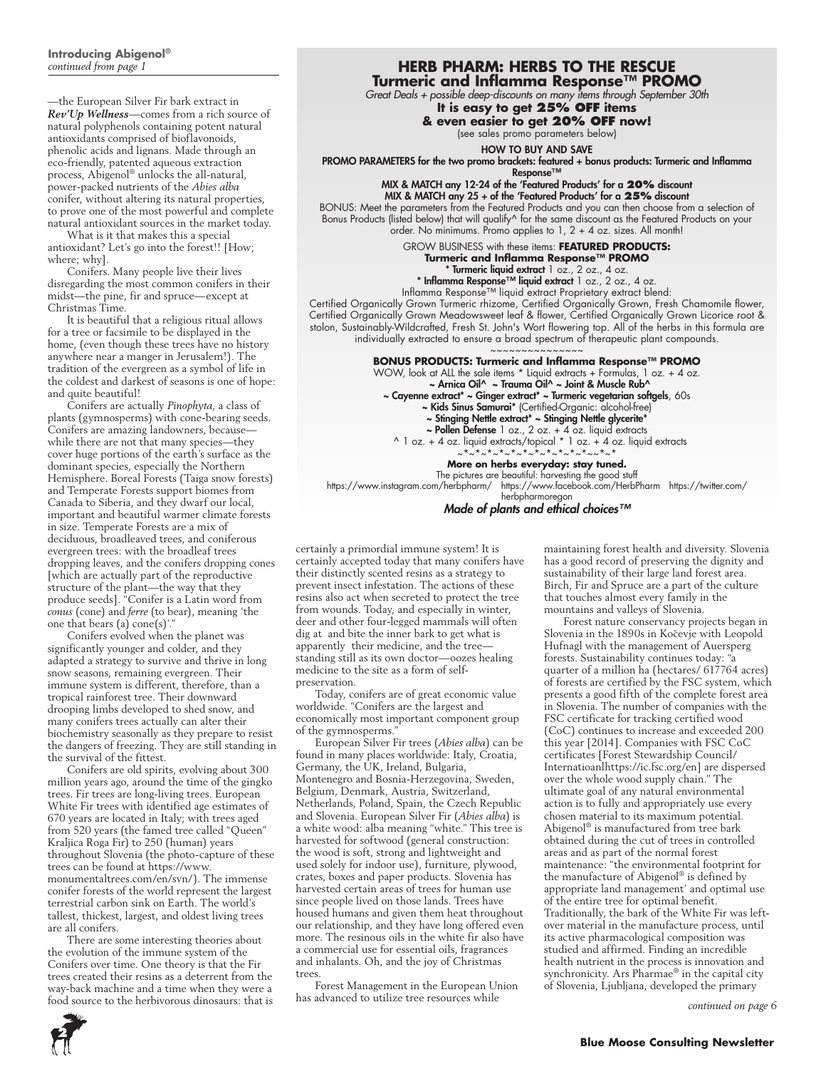**Introducing Abigenol®**
*continued from page 1*

—the European Silver Fir bark extract in ***Rev'Up Wellness***—comes from a rich source of natural polyphenols containing potent natural antioxidants comprised of bioflavonoids, phenolic acids and lignans. Made through an eco-friendly, patented aqueous extraction process, Abigenol® unlocks the all-natural, power-packed nutrients of the *Abies alba* conifer, without altering its natural properties, to prove one of the most powerful and complete natural antioxidant sources in the market today.

What is it that makes this a special antioxidant? Let's go into the forest!! [How; where; why].

Conifers. Many people live their lives disregarding the most common conifers in their midst—the pine, fir and spruce—except at Christmas Time.

It is beautiful that a religious ritual allows for a tree or facsimile to be displayed in the home, (even though these trees have no history anywhere near a manger in Jerusalem!). The tradition of the evergreen as a symbol of life in the coldest and darkest of seasons is one of hope: and quite beautiful!

Conifers are actually *Pinophyta*, a class of plants (gymnosperms) with cone-bearing seeds. Conifers are amazing landowners, because—while there are not that many species—they cover huge portions of the earth's surface as the dominant species, especially the Northern Hemisphere. Boreal Forests (Taiga snow forests) and Temperate Forests support biomes from Canada to Siberia, and they dwarf our local, important and beautiful warmer climate forests in size. Temperate Forests are a mix of deciduous, broadleaved trees, and coniferous evergreen trees: with the broadleaf trees dropping leaves, and the conifers dropping cones [which are actually part of the reproductive structure of the plant—the way that they produce seeds]. "Conifer is a Latin word from *conus* (cone) and *ferre* (to bear), meaning 'the one that bears (a) cone(s)'."

Conifers evolved when the planet was significantly younger and colder, and they adapted a strategy to survive and thrive in long snow seasons, remaining evergreen. Their immune system is different, therefore, than a tropical rainforest tree. Their downward drooping limbs developed to shed snow, and many conifers trees actually can alter their biochemistry seasonally as they prepare to resist the dangers of freezing. They are still standing in the survival of the fittest.

Conifers are old spirits, evolving about 300 million years ago, around the time of the gingko trees. Fir trees are long-living trees. European White Fir trees with identified age estimates of 670 years are located in Italy; with trees aged from 520 years (the famed tree called "Queen" Kraljica Roga Fir) to 250 (human) years throughout Slovenia (the photo-capture of these trees can be found at https://www.monumentaltrees.com/en/svn/). The immense conifer forests of the world represent the largest terrestrial carbon sink on Earth. The world's tallest, thickest, largest, and oldest living trees are all conifers.

There are some interesting theories about the evolution of the immune system of the Conifers over time. One theory is that the Fir trees created their resins as a deterrent from the way-back machine and a time when they were a food source to the herbivorous dinosaurs: that is certainly a primordial immune system! It is certainly accepted today that many conifers have their distinctly scented resins as a strategy to prevent insect infestation. The actions of these resins also act when secreted to protect the tree from wounds. Today, and especially in winter, deer and other four-legged mammals will often dig at and bite the inner bark to get what is apparently their medicine, and the tree—standing still as its own doctor—oozes healing medicine to the site as a form of self-preservation.

Today, conifers are of great economic value worldwide. "Conifers are the largest and economically most important component group of the gymnosperms."

European Silver Fir trees (*Abies alba*) can be found in many places worldwide: Italy, Croatia, Germany, the UK, Ireland, Bulgaria, Montenegro and Bosnia-Herzegovina, Sweden, Belgium, Denmark, Austria, Switzerland, Netherlands, Poland, Spain, the Czech Republic and Slovenia. European Silver Fir (*Abies alba*) is a white wood: alba meaning "white." This tree is harvested for softwood (general construction: the wood is soft, strong and lightweight and used solely for indoor use), furniture, plywood, crates, boxes and paper products. Slovenia has harvested certain areas of trees for human use since people lived on those lands. Trees have housed humans and given them heat throughout our relationship, and they have long offered even more. The resinous oils in the white fir also have a commercial use for essential oils, fragrances and inhalants. Oh, and the joy of Christmas trees.

Forest Management in the European Union has advanced to utilize tree resources while maintaining forest health and diversity. Slovenia has a good record of preserving the dignity and sustainability of their large land forest area. Birch, Fir and Spruce are a part of the culture that touches almost every family in the mountains and valleys of Slovenia.

Forest nature conservancy projects began in Slovenia in the 1890s in Kočevje with Leopold Hufnagl with the management of Auersperg forests. Sustainability continues today: "a quarter of a million ha (hectares/ 617764 acres) of forests are certified by the FSC system, which presents a good fifth of the complete forest area in Slovenia. The number of companies with the FSC certificate for tracking certified wood (CoC) continues to increase and exceeded 200 this year [2014]. Companies with FSC CoC certificates [Forest Stewardship Council/ Internatioanlhttps://ic.fsc.org/en] are dispersed over the whole wood supply chain." The ultimate goal of any natural environmental action is to fully and appropriately use every chosen material to its maximum potential. Abigenol® is manufactured from tree bark obtained during the cut of trees in controlled areas and as part of the normal forest maintenance: "the environmental footprint for the manufacture of Abigenol® is defined by appropriate land management' and optimal use of the entire tree for optimal benefit. Traditionally, the bark of the White Fir was left-over material in the manufacture process, until its active pharmacological composition was studied and affirmed. Finding an incredible health nutrient in the process is innovation and synchronicity. Ars Pharmae® in the capital city of Slovenia, Ljubljana, developed the primary

*continued on page 6*

---

## HERB PHARM: HERBS TO THE RESCUE
## Turmeric and Inflamma Response™ PROMO

*Great Deals + possible deep-discounts on many items through September 30th*

**It is easy to get 25% OFF items**
**& even easier to get 20% OFF now!**
(see sales promo parameters below)

**HOW TO BUY AND SAVE**

**PROMO PARAMETERS for the two promo brackets: featured + bonus products: Turmeric and Inflamma Response™**

**MIX & MATCH any 12-24 of the 'Featured Products' for a 20% discount**
**MIX & MATCH any 25 + of the 'Featured Products' for a 25% discount**

BONUS: Meet the parameters from the Featured Products and you can then choose from a selection of Bonus Products (listed below) that will qualify^ for the same discount as the Featured Products on your order. No minimums. Promo applies to 1, 2 + 4 oz. sizes. All month!

GROW BUSINESS with these items: **FEATURED PRODUCTS: Turmeric and Inflamma Response™ PROMO**

**\* Turmeric liquid extract** 1 oz., 2 oz., 4 oz.
**\* Inflamma Response™ liquid extract** 1 oz., 2 oz., 4 oz.

Inflamma Response™ liquid extract Proprietary extract blend:
Certified Organically Grown Turmeric rhizome, Certified Organically Grown, Fresh Chamomile flower, Certified Organically Grown Meadowsweet leaf & flower, Certified Organically Grown Licorice root & stolon, Sustainably-Wildcrafted, Fresh St. John's Wort flowering top. All of the herbs in this formula are individually extracted to ensure a broad spectrum of therapeutic plant compounds.

~~~~~~~~~~~~~~~

**BONUS PRODUCTS: Turmeric and Inflamma Response™ PROMO**

WOW, look at ALL the sale items * Liquid extracts + Formulas, 1 oz. + 4 oz.
~ **Arnica Oil^** ~ **Trauma Oil^** ~ **Joint & Muscle Rub^**
~ **Cayenne extract\*** ~ **Ginger extract\*** ~ **Turmeric vegetarian softgels**, 60s
~ **Kids Sinus Samurai\*** (Certified-Organic: alcohol-free)
~ **Stinging Nettle extract\*** ~ **Stinging Nettle glycerite\***
~ **Pollen Defense** 1 oz., 2 oz. + 4 oz. liquid extracts
^ 1 oz. + 4 oz. liquid extracts/topical * 1 oz. + 4 oz. liquid extracts

~*~*~*~*~*~*~*~*~*~*~*~~*~*

**More on herbs everyday: stay tuned.**

The pictures are beautiful: harvesting the good stuff
https://www.instagram.com/herbpharm/ https://www.facebook.com/HerbPharm https://twitter.com/herbpharmoregon

***Made of plants and ethical choices™***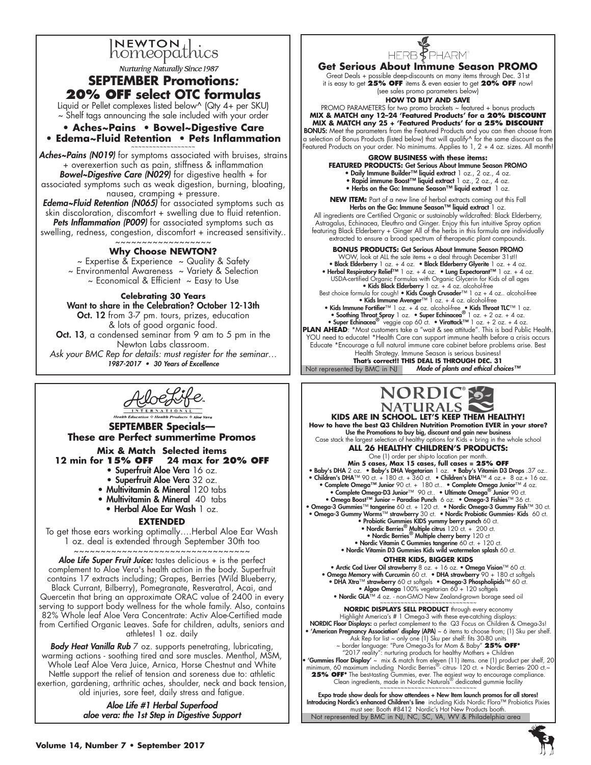# Newton homeopathics

*Nurturing Naturally Since 1987*

## SEPTEMBER Promotions: 20% OFF select OTC formulas

Liquid or Pellet complexes listed below^ (Qty 4+ per SKU) ~ Shelf tags announcing the sale included with your order

**• Aches~Pains • Bowel~Digestive Care • Edema~Fluid Retention • Pets Inflammation**

~~~~~~~~~~~~~~~~~~~

***Aches~Pains (N019)*** for symptoms associated with bruises, strains + overexertion such as pain, stiffness & inflammation

***Bowel~Digestive Care (N029)*** for digestive health + for associated symptoms such as weak digestion, burning, bloating, nausea, cramping + pressure.

***Edema~Fluid Retention (N065)*** for associated symptoms such as skin discoloration, discomfort + swelling due to fluid retention.

***Pets Inflammation (P009)*** for associated symptoms such as swelling, redness, congestion, discomfort + increased sensitivity..

~~~~~~~~~~~~~~~~~~

### Why Choose NEWTON?

~ Expertise & Experience ~ Quality & Safety
~ Environmental Awareness ~ Variety & Selection
~ Economical & Efficient ~ Easy to Use

**Celebrating 30 Years**

**Want to share in the Celebration? October 12-13th**

**Oct. 12** from 3-7 pm. tours, prizes, education & lots of good organic food.

**Oct. 13**, a condensed seminar from 9 am to 5 pm in the Newton Labs classroom.

*Ask your BMC Rep for details: must register for the seminar…*

***1987-2017 • 30 Years of Excellence***

---

# HERB PHARM

## Get Serious About Immune Season PROMO

Great Deals + possible deep-discounts on many items through Dec. 31st it is easy to get **25% OFF** items & even easier to get **20% OFF** now! (see sales promo parameters below)

**HOW TO BUY AND SAVE**

PROMO PARAMETERS for two promo brackets ~ featured + bonus products

**MIX & MATCH any 12–24 'Featured Products' for a 20% DISCOUNT**

**MIX & MATCH any 25 + 'Featured Products' for a 25% DISCOUNT**

**BONUS:** Meet the parameters from the Featured Products and you can then choose from a selection of Bonus Products (listed below) that will qualify^ for the same discount as the Featured Products on your order. No minimums. Applies to 1, 2 + 4 oz. sizes. All month!

**GROW BUSINESS with these items:**

**FEATURED PRODUCTS:** Get Serious About Immune Season PROMO

- **Daily Immune Builder™ liquid extract** 1 oz., 2 oz., 4 oz.
- **Rapid immune Boost™ liquid extract** 1 oz., 2 oz., 4 oz.
- **Herbs on the Go: Immune Season™ liquid extract** 1 oz.

**NEW ITEM:** Part of a new line of herbal extracts coming out this Fall **Herbs on the Go: Immune Season™ liquid extract** 1 oz.

All ingredients are Certified Organic or sustainably wildcrafted: Black Elderberry, Astragalus, Echinacea, Eleuthro and Ginger. Enjoy this fun intuitive Spray option featuring Black Elderberry + Ginger All of the herbs in this formula are individually extracted to ensure a broad spectrum of therapeutic plant compounds.

**BONUS PRODUCTS:** Get Serious About Immune Season PROMO

WOW, look at ALL the sale items + a deal through December 31st!!

• **Black Elderberry** 1 oz. + 4 oz. • **Black Elderberry Glyerite** 1 oz. + 4 oz.
• **Herbal Respiratory Relief™** 1 oz. + 4 oz. • **Lung Expectorant™** 1 oz. + 4 oz.
USDA-certified Organic Formulas with Organic Glycerin for Kids of all ages
• **Kids Black Elderberry** 1 oz. + 4 oz. alcohol-free
Best choice formula for cough! • **Kids Cough Crusader™** 1 oz + 4 oz.. alcohol-free
• **Kids Immune Avenger™** 1 oz. + 4 oz. alcohol-free
• **Kids Immune Fortifier™** 1 oz. + 4 oz. alcohol-free • **Kids Throat TLC™** 1 oz.
• **Soothing Throat Spray** 1 oz. • **Super Echinacea®** 1 oz. + 2 oz. + 4 oz.
• **Super Echinacea®** veggie cap 60 ct. • **Virattack™** 1 oz. + 2 oz. + 4 oz.

**PLAN AHEAD**: *Most customers take a "wait & see attitude". This is bad Public Health. YOU need to educate! *Health Care can support immune health before a crisis occurs Educate *Encourage a full natural immune care cabinet before problems arise. Best Health Strategy. Immune Season is serious business!

**That's correct!! THIS DEAL IS THROUGH DEC. 31**

Not represented by BMC in NJ *Made of plants and ethical choices™*

---

# AloeLife International

*Health Education ✧ Health Products ✧ Aloe Vera*

## SEPTEMBER Specials— These are Perfect summertime Promos

**Mix & Match Selected items**
**12 min for 15% OFF 24 max for 20% OFF**

- **Superfruit Aloe Vera** 16 oz.
- **Superfruit Aloe Vera** 32 oz.
- **Multivitamin & Mineral** 120 tabs
- **Multivitamin & Mineral** 40 tabs
- **Herbal Aloe Ear Wash** 1 oz.

**EXTENDED**

To get those ears working optimally….Herbal Aloe Ear Wash 1 oz. deal is extended through September 30th too

~~~~~~~~~~~~~~~~~~~~~~~~~~~~~~~~~~

***Aloe Life Super Fruit Juice:*** tastes delicious + is the perfect complement to Aloe Vera's health action in the body. Superfruit contains 17 extracts including; Grapes, Berries (Wild Blueberry, Black Currant, Bilberry), Pomegranate, Resveratrol, Acai, and Quercetin that bring an approximate ORAC value of 2400 in every serving to support body wellness for the whole family. Also, contains 82% Whole leaf Aloe Vera Concentrate: Activ Aloe-Certified made from Certified Organic Leaves. Safe for children, adults, seniors and athletes! 1 oz. daily

***Body Heat Vanilla Rub*** 7 oz. supports penetrating, lubricating, warming actions - soothing tired and sore muscles. Menthol, MSM, Whole Leaf Aloe Vera Juice, Arnica, Horse Chestnut and White Nettle support the relief of tension and soreness due to: athletic exertion, gardening, arthritic aches, shoulder, neck and back tension, old injuries, sore feet, daily stress and fatigue.

***Aloe Life #1 Herbal Superfood***
***aloe vera: the 1st Step in Digestive Support***

---

# NORDIC NATURALS

## KIDS ARE IN SCHOOL. LET'S KEEP THEM HEALTHY!

**How to have the best Q3 Children Nutrition Promotion EVER in your store?**

**Use the Promotions to buy big, discount and gain new business**

Case stack the largest selection of healthy options for Kids + bring in the whole school

**ALL 26 HEALTHY CHILDREN'S PRODUCTS:**

One (1) order per ship-to location per month.

**Min 5 cases, Max 15 cases, full cases = 25% OFF**

• **Baby's DHA** 2 oz. • **Baby's DHA Vegetarian** 1 oz. • **Baby's Vitamin D3 Drops** .37 oz..
• **Children's DHA™** 90 ct. + 180 ct. + 360 ct. • **Children's DHA™** 4 oz.+ 8 oz.+ 16 oz.
• **Complete Omega™ Junior** 90 ct. + 180 ct.. • **Complete Omega Junior™** 4 oz.
• **Complete Omega-D3 Junior™** 90 ct.. • **Ultimate Omega® Junior** 90 ct.
• **Omega Boost™ Junior – Paradise Punch** 6 oz. • **Omega-3 Fishies™** 36 ct.
• **Omega-3 Gummies™ tangerine** 60 ct. + 120 ct. • **Nordic Omega-3 Gummy Fish™** 30 ct.
• **Omega-3 Gummy Worms™ strawberry** 30 ct. • **Nordic Probiotic Gummies- Kids** 60 ct.
• **Probiotic Gummies KIDS yummy berry punch** 60 ct.
• **Nordic Berries® Multiple citrus** 120 ct. + 200 ct.
• **Nordic Berries® Multiple cherry berry** 120 ct
• **Nordic Vitamin C Gummies tangerine** 60 ct. + 120 ct.
• **Nordic Vitamin D3 Gummies Kids wild watermelon splash** 60 ct.

**OTHER KIDS, BIGGER KIDS**

• **Arctic Cod Liver Oil strawberry** 8 oz. + 16 oz. • **Omega Vision™** 60 ct.
• **Omega Memory with Curcumin** 60 ct. • **DHA strawberry** 90 + 180 ct softgels
• **DHA Xtra™ strawberry** 60 ct softgels • **Omega-3 Phospholipids™** 60 ct.
• **Algae Omega** 100% vegetarian 60 + 120 softgels
• **Nordic GLA™** 4 oz. - non-GMO New Zealand-grown borage seed oil

~~~~~~~~~~~~~~~~~~~~~~~~~~

**NORDIC DISPLAYS SELL PRODUCT** through every economy

Highlight America's # 1 Omega-3 with these eye-catching displays:

**NORDIC Floor Displays:** a perfect complement to the Q3 Focus on Children & Omega-3s!

• **'American Pregnancy Association' display (APA)** ~ 6 items to choose from; (1) Sku per shelf. Ask Rep for list ~ only one (1) Sku per shelf: fits 30-80 units ~ border language: "Pure Omega-3s for Mom & Baby" **25% OFF*** "2017 reality": nurturing products for healthy Mothers + Children

• **'Gummies Floor Display'** ~ mix & match from eleven (11) items. one (1) product per shelf, 20 minimum, 60 maximum including Nordic Berries®- citrus- 120 ct. + Nordic Berries- 200 ct.~ **25% OFF*** The best-tasting Gummies, ever. The easiest way to encourage compliance. Clean ingredients, made in Nordic Naturals® dedicated gummie facility

~~~~~~~~~~~~~~~~~~~~~~~~~~

**Expo trade show deals for show attendees + New Item launch promos for all stores!**

**Introducing Nordic's enhanced Children's line** including Kids Nordic Flora™ Probiotics Pixies must see: Booth #8412 Nordic's Hot New Products booth.

Not represented by BMC in NJ, NC, SC, VA, WV & Philadelphia area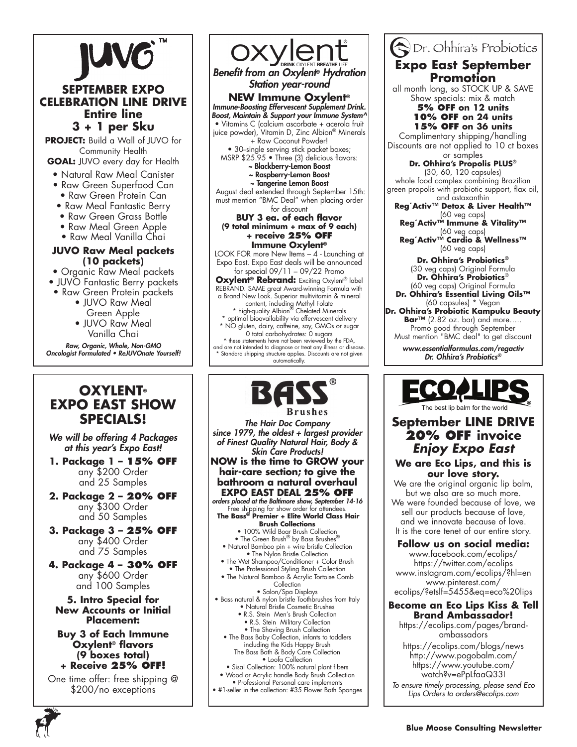# JUVO™

## SEPTEMBER EXPO CELEBRATION LINE DRIVE
## Entire line
## 3 + 1 per Sku

**PROJECT:** Build a Wall of JUVO for Community Health

**GOAL:** JUVO every day for Health

- Natural Raw Meal Canister
- Raw Green Superfood Can
- Raw Green Protein Can
- Raw Meal Fantastic Berry
- Raw Green Grass Bottle
- Raw Meal Green Apple
- Raw Meal Vanilla Chai

**JUVO Raw Meal packets (10 packets)**

- Organic Raw Meal packets
- JUVO Fantastic Berry packets
- Raw Green Protein packets
- JUVO Raw Meal Green Apple
- JUVO Raw Meal Vanilla Chai

*Raw, Organic, Whole, Non-GMO*
*Oncologist Formulated • ReJUVOnate Yourself!*

# oxylent®

DRINK OXYLENT BREATHE LIFE®

*Benefit from an Oxylent® Hydration Station year-round*

## NEW Immune Oxylent®

*Immune-Boosting Effervescent Supplement Drink. Boost, Maintain & Support your Immune System^*

• Vitamins C (calcium ascorbate + acerola fruit juice powder), Vitamin D, Zinc Albion® Minerals + Raw Coconut Powder!

• 30–single serving stick packet boxes; MSRP $25.95 • Three (3) delicious flavors:

**~ Blackberry-Lemon Boost**
**~ Raspberry-Lemon Boost**
**~ Tangerine Lemon Boost**

August deal extended through September 15th: must mention "BMC Deal" when placing order for discount

**BUY 3 ea. of each flavor (9 total minimum + max of 9 each) + receive 25% OFF Immune Oxylent®**

LOOK FOR more New Items – 4 - Launching at Expo East. Expo East deals will be announced for special 09/11 – 09/22 Promo

**Oxylent® Rebrand:** Exciting Oxylent® label REBRAND. SAME great Award-winning Formula with a Brand New Look. Superior multivitamin & mineral content, including Methyl Folate

\* high-quality Albion® Chelated Minerals
\* optimal bioavailability via effervescent delivery
\* NO gluten, dairy, caffeine, soy, GMOs or sugar
0 total carbohydrates: 0 sugars

^ these statements have not been reviewed by the FDA, and are not intended to diagnose or treat any illness or disease.
\* Standard shipping structure applies. Discounts are not given automatically.

# Dr. Ohhira's Probiotics

## Expo East September Promotion

all month long, so STOCK UP & SAVE
Show specials: mix & match

**5% OFF on 12 units**
**10% OFF on 24 units**
**15% OFF on 36 units**

Complimentary shipping/handling
Discounts are not applied to 10 ct boxes or samples

**Dr. Ohhira's Propolis PLUS®**
(30, 60, 120 capsules)
whole food complex combining Brazilian green propolis with probiotic support, flax oil, and astaxanthin

**Reg´Activ™ Detox & Liver Health™**
(60 veg caps)

**Reg´Activ™ Immune & Vitality™**
(60 veg caps)

**Reg´Activ™ Cardio & Wellness™**
(60 veg caps)

**Dr. Ohhira's Probiotics®**
(30 veg caps) Original Formula

**Dr. Ohhira's Probiotics®**
(60 veg caps) Original Formula

**Dr. Ohhira's Essential Living Oils™**
(60 capsules) \* Vegan

**Dr. Ohhira's Probiotic Kampuku Beauty Bar™** (2.82 oz. bar) and more.....

Promo good through September
Must mention "BMC deal" to get discount

*www.essentialformulas.com/regactiv*
*Dr. Ohhira's Probiotics®*

# OXYLENT® EXPO EAST SHOW SPECIALS!

*We will be offering 4 Packages at this year's Expo East!*

1. **Package 1 – 15% OFF** any $200 Order and 25 Samples
2. **Package 2 – 20% OFF** any $300 Order and 50 Samples
3. **Package 3 – 25% OFF** any $400 Order and 75 Samples
4. **Package 4 – 30% OFF** any $600 Order and 100 Samples
5. **Intro Special for New Accounts or Initial Placement:**

**Buy 3 of Each Immune Oxylent® flavors (9 boxes total) + Receive 25% OFF!**

One time offer: free shipping @ $200/no exceptions

# BASS® Brushes

*The Hair Doc Company since 1979, the oldest + largest provider of Finest Quality Natural Hair, Body & Skin Care Products!*

**NOW is the time to GROW your hair-care section; to give the bathroom a natural overhaul**

## EXPO EAST DEAL 25% OFF

*orders placed at the Baltimore show, September 14-16*

Free shipping for show order for attendees.

**The Bass® Premier + Elite World Class Hair Brush Collections**

- 100% Wild Boar Brush Collection
- The Green Brush® by Bass Brushes®
- Natural Bamboo pin + wire bristle Collection
- The Nylon Bristle Collection
- The Wet Shampoo/Conditioner + Color Brush
- The Professional Styling Brush Collection
- The Natural Bamboo & Acrylic Tortoise Comb Collection
- Salon/Spa Displays
- Bass natural & nylon bristle Toothbrushes from Italy
- Natural Bristle Cosmetic Brushes
- R.S. Stein Men's Brush Collection
- R.S. Stein Military Collection
- The Shaving Brush Collection
- The Bass Baby Collection, infants to toddlers including the Kids Happy Brush
- The Bass Bath & Body Care Collection
- Loofa Collection
- Sisal Collection: 100% natural plant fibers
- Wood or Acrylic handle Body Brush Collection
- Professional Personal care implements
- #1-seller in the collection: #35 Flower Bath Sponges

# ECO LIPS®

The best lip balm for the world

## September LINE DRIVE 20% OFF invoice
## *Enjoy Expo East*

**We are Eco Lips, and this is our love story.**

We are the original organic lip balm, but we also are so much more. We were founded because of love, we sell our products because of love, and we innovate because of love. It is the core tenet of our entire story.

**Follow us on social media:**

www.facebook.com/ecolips/
https://twitter.com/ecolips
www.instagram.com/ecolips/?hl=en
www.pinterest.com/ecolips/?etslf=5455&eq=eco%20lips

**Become an Eco Lips Kiss & Tell Brand Ambassador!**

https://ecolips.com/pages/brand-ambassadors

https://ecolips.com/blogs/news
http://www.pogobalm.com/
https://www.youtube.com/watch?v=ePpLfaaQ33I

*To ensure timely processing, please send Eco Lips Orders to orders@ecolips.com*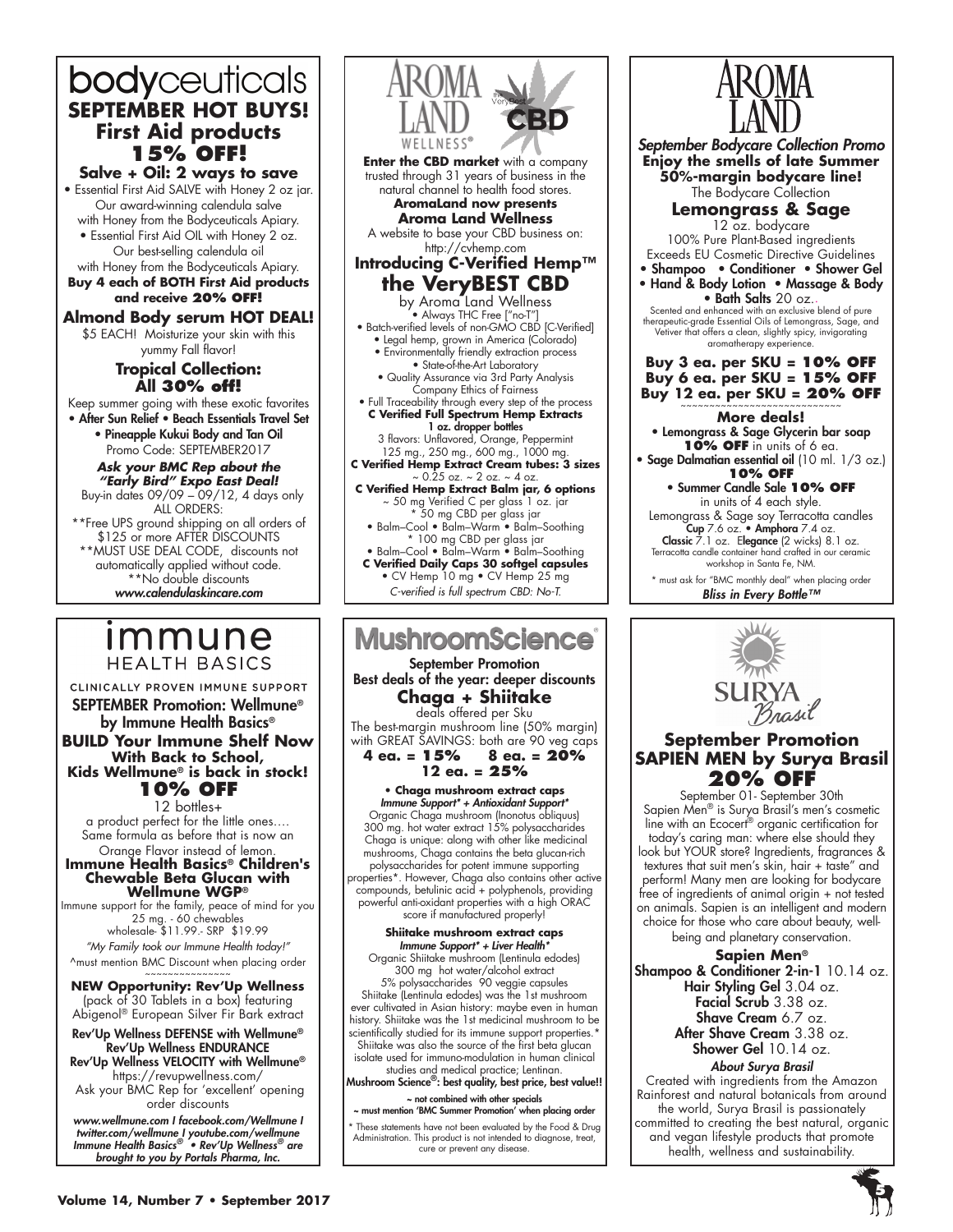# bodyceuticals

## SEPTEMBER HOT BUYS!

### First Aid products

### 15% OFF!

**Salve + Oil: 2 ways to save**

- Essential First Aid SALVE with Honey 2 oz jar. Our award-winning calendula salve with Honey from the Bodyceuticals Apiary.
- Essential First Aid OIL with Honey 2 oz. Our best-selling calendula oil with Honey from the Bodyceuticals Apiary.

**Buy 4 each of BOTH First Aid products and receive 20% OFF!**

**Almond Body serum HOT DEAL!**

$5 EACH! Moisturize your skin with this yummy Fall flavor!

**Tropical Collection: All 30% off!**

Keep summer going with these exotic favorites

- After Sun Relief • Beach Essentials Travel Set
- Pineapple Kukui Body and Tan Oil

Promo Code: SEPTEMBER2017

***Ask your BMC Rep about the "Early Bird" Expo East Deal!***

Buy-in dates 09/09 – 09/12, 4 days only

ALL ORDERS:

**Free UPS ground shipping on all orders of $125 or more AFTER DISCOUNTS

**MUST USE DEAL CODE, discounts not automatically applied without code.

**No double discounts

*www.calendulaskincare.com*

---

# AROMA LAND WELLNESS® CBD

**Enter the CBD market** with a company trusted through 31 years of business in the natural channel to health food stores.

**AromaLand now presents Aroma Land Wellness**

A website to base your CBD business on: http://cvhemp.com

## Introducing C-Verified Hemp™ the VeryBEST CBD

by Aroma Land Wellness

- Always THC Free ["no-T"]
- Batch-verified levels of non-GMO CBD [C-Verified]
- Legal hemp, grown in America (Colorado)
- Environmentally friendly extraction process
- State-of-the-Art Laboratory
- Quality Assurance via 3rd Party Analysis
- Company Ethics of Fairness
- Full Traceability through every step of the process

**C Verified Full Spectrum Hemp Extracts 1 oz. dropper bottles**

3 flavors: Unflavored, Orange, Peppermint

125 mg., 250 mg., 600 mg., 1000 mg.

**C Verified Hemp Extract Cream tubes: 3 sizes**

~ 0.25 oz. ~ 2 oz. ~ 4 oz.

**C Verified Hemp Extract Balm jar, 6 options**

~ 50 mg Verified C per glass 1 oz. jar

* 50 mg CBD per glass jar

- Balm–Cool • Balm–Warm • Balm–Soothing

* 100 mg CBD per glass jar

- Balm–Cool • Balm–Warm • Balm–Soothing

**C Verified Daily Caps 30 softgel capsules**

- CV Hemp 10 mg • CV Hemp 25 mg

*C-verified is full spectrum CBD: No-T.*

---

# AROMA LAND

***September Bodycare Collection Promo***

**Enjoy the smells of late Summer 50%-margin bodycare line!**

The Bodycare Collection

## Lemongrass & Sage

12 oz. bodycare

100% Pure Plant-Based ingredients

Exceeds EU Cosmetic Directive Guidelines

- Shampoo • Conditioner • Shower Gel
- Hand & Body Lotion • Massage & Body
- Bath Salts 20 oz.

Scented and enhanced with an exclusive blend of pure therapeutic-grade Essential Oils of Lemongrass, Sage, and Vetiver that offers a clean, slightly spicy, invigorating aromatherapy experience.

**Buy 3 ea. per SKU = 10% OFF**
**Buy 6 ea. per SKU = 15% OFF**
**Buy 12 ea. per SKU = 20% OFF**

**More deals!**

- Lemongrass & Sage Glycerin bar soap **10% OFF** in units of 6 ea.
- Sage Dalmatian essential oil (10 ml. 1/3 oz.) **10% OFF**
- Summer Candle Sale **10% OFF** in units of 4 each style.

Lemongrass & Sage soy Terracotta candles

Cup 7.6 oz. • Amphora 7.4 oz.

Classic 7.1 oz. Elegance (2 wicks) 8.1 oz.

Terracotta candle container hand crafted in our ceramic workshop in Santa Fe, NM.

* must ask for "BMC monthly deal" when placing order

*Bliss in Every Bottle™*

---

# immune HEALTH BASICS

CLINICALLY PROVEN IMMUNE SUPPORT

**SEPTEMBER Promotion: Wellmune® by Immune Health Basics®**

**BUILD Your Immune Shelf Now With Back to School, Kids Wellmune® is back in stock!**

## 10% OFF

12 bottles+

a product perfect for the little ones…. Same formula as before that is now an Orange Flavor instead of lemon.

**Immune Health Basics® Children's Chewable Beta Glucan with Wellmune WGP®**

Immune support for the family, peace of mind for you

25 mg. - 60 chewables

wholesale- $11.99.- SRP $19.99

*"My Family took our Immune Health today!"*

^must mention BMC Discount when placing order

**NEW Opportunity: Rev'Up Wellness**

(pack of 30 Tablets in a box) featuring Abigenol® European Silver Fir Bark extract

**Rev'Up Wellness DEFENSE with Wellmune®**
**Rev'Up Wellness ENDURANCE**
**Rev'Up Wellness VELOCITY with Wellmune®**

https://revupwellness.com/

Ask your BMC Rep for 'excellent' opening order discounts

***www.wellmune.com I facebook.com/Wellmune I twitter.com/wellmune I youtube.com/wellmune Immune Health Basics® • Rev'Up Wellness® are brought to you by Portals Pharma, Inc.***

---

# MushroomScience®

**September Promotion**

**Best deals of the year: deeper discounts**

## Chaga + Shiitake

deals offered per Sku

The best-margin mushroom line (50% margin) with GREAT SAVINGS: both are 90 veg caps

**4 ea. = 15% 8 ea. = 20%**
**12 ea. = 25%**

**• Chaga mushroom extract caps**
***Immune Support* + Antioxidant Support****

Organic Chaga mushroom (Inonotus obliquus) 300 mg. hot water extract 15% polysaccharides

Chaga is unique: along with other like medicinal mushrooms, Chaga contains the beta glucan-rich polysaccharides for potent immune supporting properties*. However, Chaga also contains other active compounds, betulinic acid + polyphenols, providing powerful anti-oxidant properties with a high ORAC score if manufactured properly!

**Shiitake mushroom extract caps**
***Immune Support* + Liver Health****

Organic Shiitake mushroom (Lentinula edodes) 300 mg hot water/alcohol extract

5% polysaccharides 90 veggie capsules

Shiitake (Lentinula edodes) was the 1st mushroom ever cultivated in Asian history: maybe even in human history. Shiitake was the 1st medicinal mushroom to be scientifically studied for its immune support properties.* Shiitake was also the source of the first beta glucan isolate used for immuno-modulation in human clinical studies and medical practice; Lentinan.

**Mushroom Science®: best quality, best price, best value!!**

**~ not combined with other specials**
**~ must mention 'BMC Summer Promotion' when placing order**

* These statements have not been evaluated by the Food & Drug Administration. This product is not intended to diagnose, treat, cure or prevent any disease.

---

# SURYA Brasil

## September Promotion SAPIEN MEN by Surya Brasil

## 20% OFF

September 01- September 30th

Sapien Men® is Surya Brasil's men's cosmetic line with an Ecocert® organic certification for today's caring man: where else should they look but YOUR store? Ingredients, fragrances & textures that suit men's skin, hair + taste" and perform! Many men are looking for bodycare free of ingredients of animal origin + not tested on animals. Sapien is an intelligent and modern choice for those who care about beauty, well-being and planetary conservation.

**Sapien Men®**

**Shampoo & Conditioner 2-in-1** 10.14 oz.
**Hair Styling Gel** 3.04 oz.
**Facial Scrub** 3.38 oz.
**Shave Cream** 6.7 oz.
**After Shave Cream** 3.38 oz.
**Shower Gel** 10.14 oz.

***About Surya Brasil***

Created with ingredients from the Amazon Rainforest and natural botanicals from around the world, Surya Brasil is passionately committed to creating the best natural, organic and vegan lifestyle products that promote health, wellness and sustainability.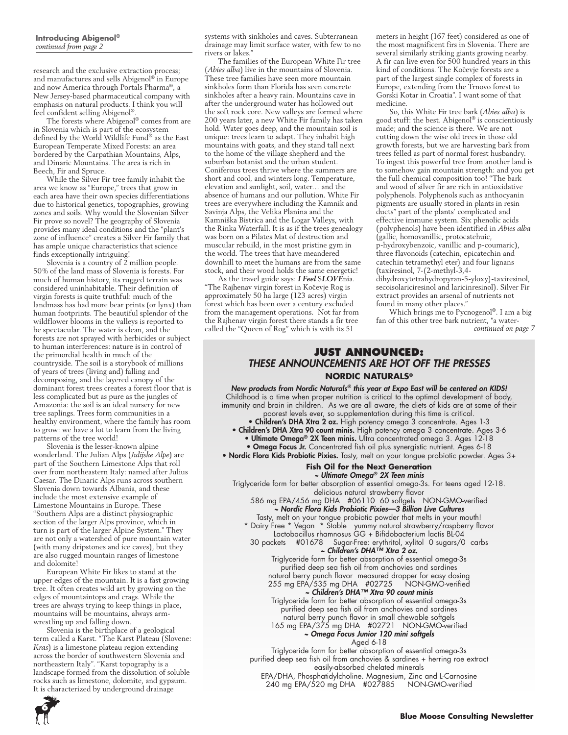**Introducing Abigenol®**
*continued from page 2*

research and the exclusive extraction process; and manufactures and sells Abigenol® in Europe and now America through Portals Pharma®, a New Jersey-based pharmaceutical company with emphasis on natural products. I think you will feel confident selling Abigenol®.

The forests where Abigenol® comes from are in Slovenia which is part of the ecosystem defined by the World Wildlife Fund® as the East European Temperate Mixed Forests: an area bordered by the Carpathian Mountains, Alps, and Dinaric Mountains. The area is rich in Beech, Fir and Spruce.

While the Silver Fir tree family inhabit the area we know as "Europe," trees that grow in each area have their own species differentiations due to historical genetics, topographies, growing zones and soils. Why would the Slovenian Silver Fir prove so novel? The geography of Slovenia provides many ideal conditions and the "plant's zone of influence" creates a Silver Fir family that has ample unique characteristics that science finds exceptionally intriguing!

Slovenia is a country of 2 million people. 50% of the land mass of Slovenia is forests. For much of human history, its rugged terrain was considered uninhabitable. Their definition of virgin forests is quite truthful: much of the landmass has had more bear prints (or lynx) than human footprints. The beautiful splendor of the wildflower blooms in the valleys is reported to be spectacular. The water is clean, and the forests are not sprayed with herbicides or subject to human interferences: nature is in control of the primordial health in much of the countryside. The soil is a storybook of millions of years of trees (living and) falling and decomposing, and the layered canopy of the dominant forest trees creates a forest floor that is less complicated but as pure as the jungles of Amazonia: the soil is an ideal nursery for new tree saplings. Trees form communities in a healthy environment, where the family has room to grow: we have a lot to learn from the living patterns of the tree world!

Slovenia is the lesser-known alpine wonderland. The Julian Alps (*Julijske Alpe*) are part of the Southern Limestone Alps that roll over from northeastern Italy: named after Julius Caesar. The Dinaric Alps runs across southern Slovenia down towards Albania, and these include the most extensive example of Limestone Mountains in Europe. These "Southern Alps are a distinct physiographic section of the larger Alps province, which in turn is part of the larger Alpine System." They are not only a watershed of pure mountain water (with many dripstones and ice caves), but they are also rugged mountain ranges of limestone and dolomite!

European White Fir likes to stand at the upper edges of the mountain. It is a fast growing tree. It often creates wild art by growing on the edges of mountaintops and crags. While the trees are always trying to keep things in place, mountains will be mountains, always arm-wrestling up and falling down.

Slovenia is the birthplace of a geological term called a Karst. "The Karst Plateau (Slovene: *Kras*) is a limestone plateau region extending across the border of southwestern Slovenia and northeastern Italy". "Karst topography is a landscape formed from the dissolution of soluble rocks such as limestone, dolomite, and gypsum. It is characterized by underground drainage systems with sinkholes and caves. Subterranean drainage may limit surface water, with few to no rivers or lakes."

The families of the European White Fir tree (*Abies alba*) live in the mountains of Slovenia. These tree families have seen more mountain sinkholes form than Florida has seen concrete sinkholes after a heavy rain. Mountains cave in after the underground water has hollowed out the soft rock core. New valleys are formed where 200 years later, a new White Fir family has taken hold. Water goes deep, and the mountain soil is unique: trees learn to adapt. They inhabit high mountains with goats, and they stand tall next to the home of the village shepherd and the suburban botanist and the urban student. Coniferous trees thrive where the summers are short and cool, and winters long. Temperature, elevation and sunlight, soil, water… and the absence of humans and our pollution. White Fir trees are everywhere including the Kamnik and Savinja Alps, the Velika Planina and the Kamniška Bistrica and the Logar Valleys, with the Rinka Waterfall. It is as if the trees genealogy was born on a Pilates Mat of destruction and muscular rebuild, in the most pristine gym in the world. The trees that have meandered downhill to meet the humans are from the same stock, and their wood holds the same energetic!

As the travel guide says: ***I Feel SLOVE**nia.* "The Rajhenav virgin forest in Kočevje Rog is approximately 50 ha large (123 acres) virgin forest which has been over a century excluded from the management operations. Not far from the Rajhenav virgin forest there stands a fir tree called the "Queen of Rog" which is with its 51 meters in height (167 feet) considered as one of the most magnificent firs in Slovenia. There are several similarly striking giants growing nearby. A fir can live even for 500 hundred years in this kind of conditions. The Kočevje forests are a part of the largest single complex of forests in Europe, extending from the Trnovo forest to Gorski Kotar in Croatia". I want some of that medicine.

So, this White Fir tree bark (*Abies alba*) is good stuff: the best. Abigenol® is conscientiously made; and the science is there. We are not cutting down the wise old trees in those old growth forests, but we are harvesting bark from trees felled as part of normal forest husbandry. To ingest this powerful tree from another land is to somehow gain mountain strength: and you get the full chemical composition too! "The bark and wood of silver fir are rich in antioxidative polyphenols. Polyphenols such as anthocyanin pigments are usually stored in plants in resin ducts" part of the plants' complicated and effective immune system. Six phenolic acids (polyphenols) have been identified in *Abies alba* (gallic, homovanillic, protocatehuic, p-hydroxybenzoic, vanillic and p-coumaric), three flavonoids (catechin, epicatechin and catechin tetramethyl eter) and four lignans (taxiresinol, 7-(2-methyl-3,4-dihydroxytetrahydropyran-5-yloxy)-taxiresinol, secoisolariciresinol and laricinresinol). Silver Fir extract provides an arsenal of nutrients not found in many other places."

Which brings me to Pycnogenol®. I am a big fan of this other tree bark nutrient, "a water-

*continued on page 7*

## JUST ANNOUNCED:
### *THESE ANNOUNCEMENTS ARE HOT OFF THE PRESSES*
### NORDIC NATURALS®

***New products from Nordic Naturals® this year at Expo East will be centered on KIDS!***
Childhood is a time when proper nutrition is critical to the optimal development of body, immunity and brain in children. As we are all aware, the diets of kids are at some of their poorest levels ever, so supplementation during this time is critical.

- **Children's DHA Xtra 2 oz.** High potency omega 3 concentrate. Ages 1-3
- **Children's DHA Xtra 90 count minis.** High potency omega 3 concentrate. Ages 3-6
- **Ultimate Omega® 2X Teen minis.** Ultra concentrated omega 3. Ages 12-18
- **Omega Focus Jr.** Concentrated fish oil plus synergistic nutrient. Ages 6-18
- **Nordic Flora Kids Probiotic Pixies.** Tasty, melt on your tongue probiotic powder. Ages 3+

**Fish Oil for the Next Generation**

***~ Ultimate Omega® 2X Teen minis***
Triglyceride form for better absorption of essential omega-3s. For teens aged 12-18.
delicious natural strawberry flavor
586 mg EPA/456 mg DHA #06110 60 softgels NON-GMO-verified

***~ Nordic Flora Kids Probiotic Pixies—3 Billion Live Cultures***
Tasty, melt on your tongue probiotic powder that melts in your mouth!
* Dairy Free * Vegan * Stable yummy natural strawberry/raspberry flavor
Lactobacillus rhamnosus GG + Bifidobacterium lactis BL-04
30 packets #01678 Sugar-Free: erythritol, xylitol 0 sugars/0 carbs

***~ Children's DHA™ Xtra 2 oz.***
Triglyceride form for better absorption of essential omega-3s
purified deep sea fish oil from anchovies and sardines
natural berry punch flavor measured dropper for easy dosing
255 mg EPA/535 mg DHA #02725 NON-GMO-verified

***~ Children's DHA™ Xtra 90 count minis***
Triglyceride form for better absorption of essential omega-3s
purified deep sea fish oil from anchovies and sardines
natural berry punch flavor in small chewable softgels
165 mg EPA/375 mg DHA #02721 NON-GMO-verified

***~ Omega Focus Junior 120 mini softgels***
Aged 6-18
Triglyceride form for better absorption of essential omega-3s
purified deep sea fish oil from anchovies & sardines + herring roe extract
easily-absorbed chelated minerals
EPA/DHA, Phosphatidylcholine. Magnesium, Zinc and L-Carnosine
240 mg EPA/520 mg DHA #027885 NON-GMO-verified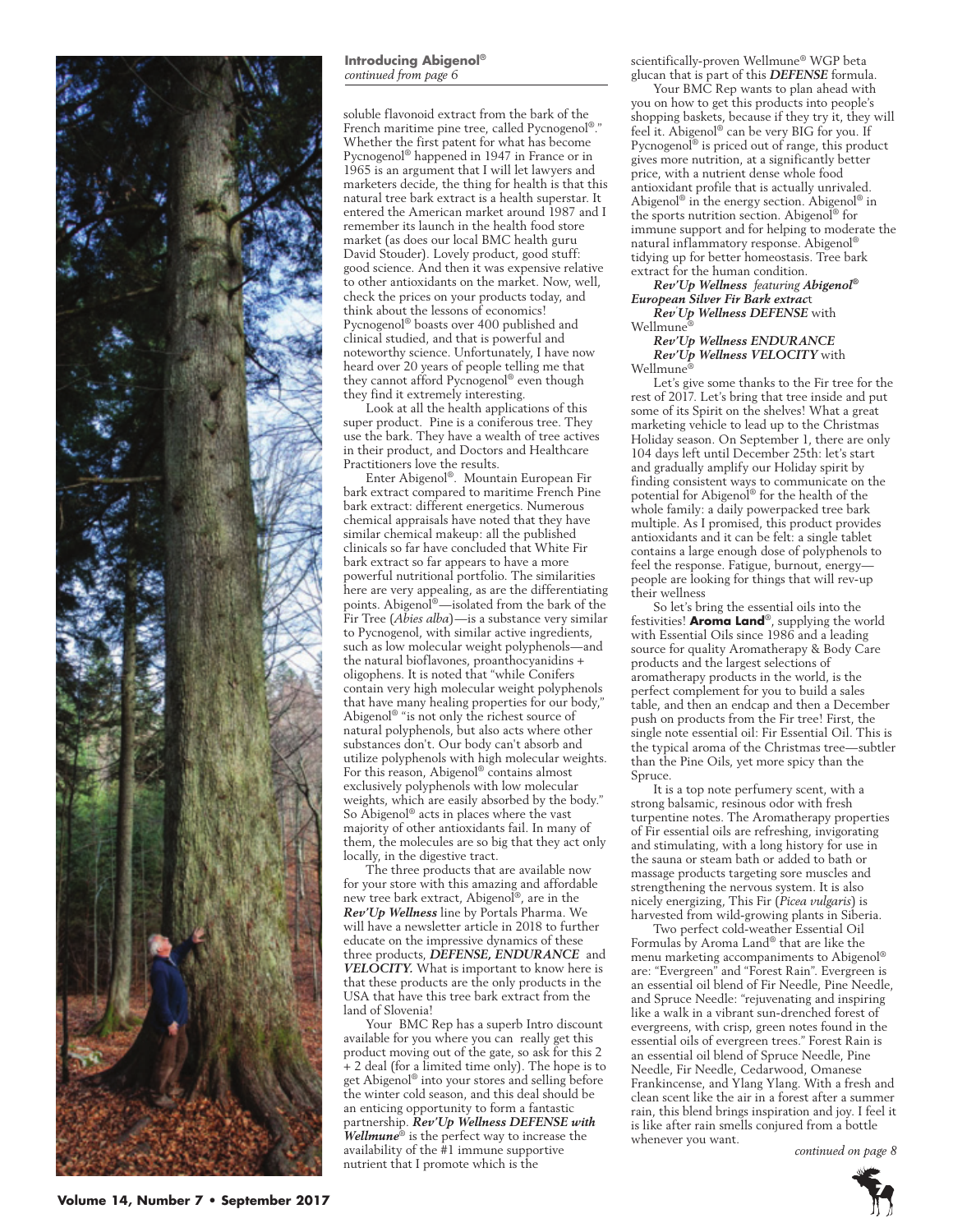**Introducing Abigenol®**
*continued from page 6*

soluble flavonoid extract from the bark of the French maritime pine tree, called Pycnogenol®." Whether the first patent for what has become Pycnogenol® happened in 1947 in France or in 1965 is an argument that I will let lawyers and marketers decide, the thing for health is that this natural tree bark extract is a health superstar. It entered the American market around 1987 and I remember its launch in the health food store market (as does our local BMC health guru David Stouder). Lovely product, good stuff: good science. And then it was expensive relative to other antioxidants on the market. Now, well, check the prices on your products today, and think about the lessons of economics! Pycnogenol® boasts over 400 published and clinical studied, and that is powerful and noteworthy science. Unfortunately, I have now heard over 20 years of people telling me that they cannot afford Pycnogenol® even though they find it extremely interesting.

Look at all the health applications of this super product. Pine is a coniferous tree. They use the bark. They have a wealth of tree actives in their product, and Doctors and Healthcare Practitioners love the results.

Enter Abigenol®. Mountain European Fir bark extract compared to maritime French Pine bark extract: different energetics. Numerous chemical appraisals have noted that they have similar chemical makeup: all the published clinicals so far have concluded that White Fir bark extract so far appears to have a more powerful nutritional portfolio. The similarities here are very appealing, as are the differentiating points. Abigenol®—isolated from the bark of the Fir Tree (*Abies alba*)—is a substance very similar to Pycnogenol, with similar active ingredients, such as low molecular weight polyphenols—and the natural bioflavones, proanthocyanidins + oligophens. It is noted that "while Conifers contain very high molecular weight polyphenols that have many healing properties for our body," Abigenol® "is not only the richest source of natural polyphenols, but also acts where other substances don't. Our body can't absorb and utilize polyphenols with high molecular weights. For this reason, Abigenol® contains almost exclusively polyphenols with low molecular weights, which are easily absorbed by the body." So Abigenol® acts in places where the vast majority of other antioxidants fail. In many of them, the molecules are so big that they act only locally, in the digestive tract.

The three products that are available now for your store with this amazing and affordable new tree bark extract, Abigenol®, are in the ***Rev'Up Wellness*** line by Portals Pharma. We will have a newsletter article in 2018 to further educate on the impressive dynamics of these three products, ***DEFENSE, ENDURANCE*** and ***VELOCITY.*** What is important to know here is that these products are the only products in the USA that have this tree bark extract from the land of Slovenia!

Your BMC Rep has a superb Intro discount available for you where you can really get this product moving out of the gate, so ask for this 2 + 2 deal (for a limited time only). The hope is to get Abigenol® into your stores and selling before the winter cold season, and this deal should be an enticing opportunity to form a fantastic partnership. ***Rev'Up Wellness DEFENSE with Wellmune***® is the perfect way to increase the availability of the #1 immune supportive nutrient that I promote which is the scientifically-proven Wellmune® WGP beta glucan that is part of this ***DEFENSE*** formula.

Your BMC Rep wants to plan ahead with you on how to get this products into people's shopping baskets, because if they try it, they will feel it. Abigenol® can be very BIG for you. If Pycnogenol® is priced out of range, this product gives more nutrition, at a significantly better price, with a nutrient dense whole food antioxidant profile that is actually unrivaled. Abigenol® in the energy section. Abigenol® in the sports nutrition section. Abigenol® for immune support and for helping to moderate the natural inflammatory response. Abigenol® tidying up for better homeostasis. Tree bark extract for the human condition.

***Rev'Up Wellness*** *featuring* ***Abigenol® European Silver Fir Bark extrac***t
***Rev'Up Wellness DEFENSE*** with Wellmune®
***Rev'Up Wellness ENDURANCE***
***Rev'Up Wellness VELOCITY*** with Wellmune®

Let's give some thanks to the Fir tree for the rest of 2017. Let's bring that tree inside and put some of its Spirit on the shelves! What a great marketing vehicle to lead up to the Christmas Holiday season. On September 1, there are only 104 days left until December 25th: let's start and gradually amplify our Holiday spirit by finding consistent ways to communicate on the potential for Abigenol® for the health of the whole family: a daily powerpacked tree bark multiple. As I promised, this product provides antioxidants and it can be felt: a single tablet contains a large enough dose of polyphenols to feel the response. Fatigue, burnout, energy—people are looking for things that will rev-up their wellness

So let's bring the essential oils into the festivities! **Aroma Land**®, supplying the world with Essential Oils since 1986 and a leading source for quality Aromatherapy & Body Care products and the largest selections of aromatherapy products in the world, is the perfect complement for you to build a sales table, and then an endcap and then a December push on products from the Fir tree! First, the single note essential oil: Fir Essential Oil. This is the typical aroma of the Christmas tree—subtler than the Pine Oils, yet more spicy than the Spruce.

It is a top note perfumery scent, with a strong balsamic, resinous odor with fresh turpentine notes. The Aromatherapy properties of Fir essential oils are refreshing, invigorating and stimulating, with a long history for use in the sauna or steam bath or added to bath or massage products targeting sore muscles and strengthening the nervous system. It is also nicely energizing, This Fir (*Picea vulgaris*) is harvested from wild-growing plants in Siberia.

Two perfect cold-weather Essential Oil Formulas by Aroma Land® that are like the menu marketing accompaniments to Abigenol® are: "Evergreen" and "Forest Rain". Evergreen is an essential oil blend of Fir Needle, Pine Needle, and Spruce Needle: "rejuvenating and inspiring like a walk in a vibrant sun-drenched forest of evergreens, with crisp, green notes found in the essential oils of evergreen trees." Forest Rain is an essential oil blend of Spruce Needle, Pine Needle, Fir Needle, Cedarwood, Omanese Frankincense, and Ylang Ylang. With a fresh and clean scent like the air in a forest after a summer rain, this blend brings inspiration and joy. I feel it is like after rain smells conjured from a bottle whenever you want.

*continued on page 8*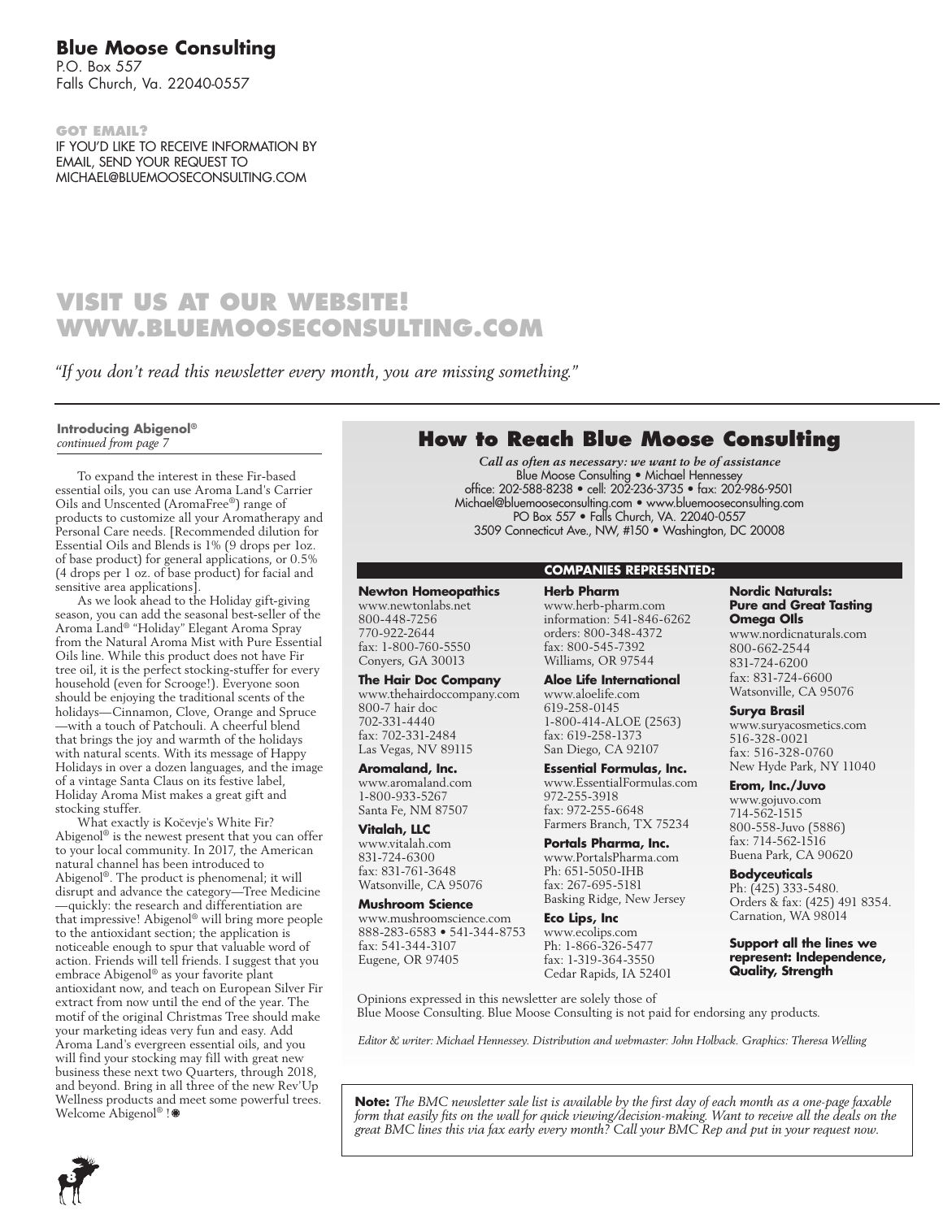**Blue Moose Consulting**
P.O. Box 557
Falls Church, Va. 22040-0557

**GOT EMAIL?**
IF YOU'D LIKE TO RECEIVE INFORMATION BY EMAIL, SEND YOUR REQUEST TO MICHAEL@BLUEMOOSECONSULTING.COM

## VISIT US AT OUR WEBSITE! WWW.BLUEMOOSECONSULTING.COM

*"If you don't read this newsletter every month, you are missing something."*

**Introducing Abigenol®**
*continued from page 7*

To expand the interest in these Fir-based essential oils, you can use Aroma Land's Carrier Oils and Unscented (AromaFree®) range of products to customize all your Aromatherapy and Personal Care needs. [Recommended dilution for Essential Oils and Blends is 1% (9 drops per 1oz. of base product) for general applications, or 0.5% (4 drops per 1 oz. of base product) for facial and sensitive area applications].

As we look ahead to the Holiday gift-giving season, you can add the seasonal best-seller of the Aroma Land® "Holiday" Elegant Aroma Spray from the Natural Aroma Mist with Pure Essential Oils line. While this product does not have Fir tree oil, it is the perfect stocking-stuffer for every household (even for Scrooge!). Everyone soon should be enjoying the traditional scents of the holidays—Cinnamon, Clove, Orange and Spruce—with a touch of Patchouli. A cheerful blend that brings the joy and warmth of the holidays with natural scents. With its message of Happy Holidays in over a dozen languages, and the image of a vintage Santa Claus on its festive label, Holiday Aroma Mist makes a great gift and stocking stuffer.

What exactly is Kočevje's White Fir? Abigenol® is the newest present that you can offer to your local community. In 2017, the American natural channel has been introduced to Abigenol®. The product is phenomenal; it will disrupt and advance the category—Tree Medicine—quickly: the research and differentiation are that impressive! Abigenol® will bring more people to the antioxidant section; the application is noticeable enough to spur that valuable word of action. Friends will tell friends. I suggest that you embrace Abigenol® as your favorite plant antioxidant now, and teach on European Silver Fir extract from now until the end of the year. The motif of the original Christmas Tree should make your marketing ideas very fun and easy. Add Aroma Land's evergreen essential oils, and you will find your stocking may fill with great new business these next two Quarters, through 2018, and beyond. Bring in all three of the new Rev'Up Wellness products and meet some powerful trees. Welcome Abigenol® !

## How to Reach Blue Moose Consulting

***Call as often as necessary: we want to be of assistance***
Blue Moose Consulting • Michael Hennessey
office: 202-588-8238 • cell: 202-236-3735 • fax: 202-986-9501
Michael@bluemooseconsulting.com • www.bluemooseconsulting.com
PO Box 557 • Falls Church, VA. 22040-0557
3509 Connecticut Ave., NW, #150 • Washington, DC 20008

### COMPANIES REPRESENTED:

**Newton Homeopathics**
www.newtonlabs.net
800-448-7256
770-922-2644
fax: 1-800-760-5550
Conyers, GA 30013

**The Hair Doc Company**
www.thehairdoccompany.com
800-7 hair doc
702-331-4440
fax: 702-331-2484
Las Vegas, NV 89115

**Aromaland, Inc.**
www.aromaland.com
1-800-933-5267
Santa Fe, NM 87507

**Vitalah, LLC**
www.vitalah.com
831-724-6300
fax: 831-761-3648
Watsonville, CA 95076

**Mushroom Science**
www.mushroomscience.com
888-283-6583 • 541-344-8753
fax: 541-344-3107
Eugene, OR 97405

**Herb Pharm**
www.herb-pharm.com
information: 541-846-6262
orders: 800-348-4372
fax: 800-545-7392
Williams, OR 97544

**Aloe Life International**
www.aloelife.com
619-258-0145
1-800-414-ALOE (2563)
fax: 619-258-1373
San Diego, CA 92107

**Essential Formulas, Inc.**
www.EssentialFormulas.com
972-255-3918
fax: 972-255-6648
Farmers Branch, TX 75234

**Portals Pharma, Inc.**
www.PortalsPharma.com
Ph: 651-5050-IHB
fax: 267-695-5181
Basking Ridge, New Jersey

**Eco Lips, Inc**
www.ecolips.com
Ph: 1-866-326-5477
fax: 1-319-364-3550
Cedar Rapids, IA 52401

**Nordic Naturals: Pure and Great Tasting Omega Oils**
www.nordicnaturals.com
800-662-2544
831-724-6200
fax: 831-724-6600
Watsonville, CA 95076

**Surya Brasil**
www.suryacosmetics.com
516-328-0021
fax: 516-328-0760
New Hyde Park, NY 11040

**Erom, Inc./Juvo**
www.gojuvo.com
714-562-1515
800-558-Juvo (5886)
fax: 714-562-1516
Buena Park, CA 90620

**Bodyceuticals**
Ph: (425) 333-5480.
Orders & fax: (425) 491 8354.
Carnation, WA 98014

**Support all the lines we represent: Independence, Quality, Strength**

Opinions expressed in this newsletter are solely those of Blue Moose Consulting. Blue Moose Consulting is not paid for endorsing any products.

*Editor & writer: Michael Hennessey. Distribution and webmaster: John Holback. Graphics: Theresa Welling*

**Note:** *The BMC newsletter sale list is available by the first day of each month as a one-page faxable form that easily fits on the wall for quick viewing/decision-making. Want to receive all the deals on the great BMC lines this via fax early every month? Call your BMC Rep and put in your request now.*